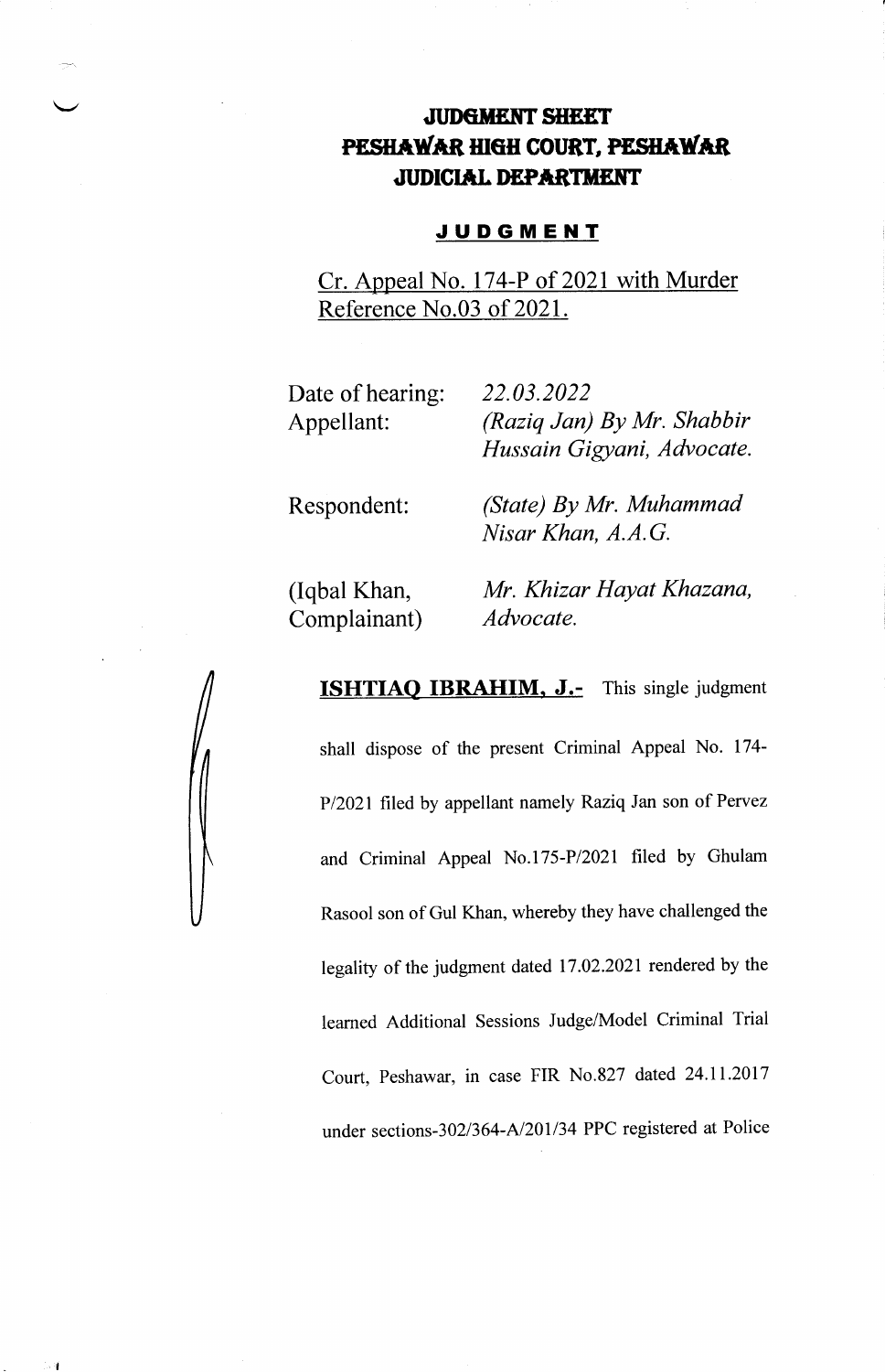# JUDGMENT SHEET
# PESHAWAR HIGH COURT, PESHAWAR
# JUDICIAL DEPARTMENT

## JUDGMENT

Cr. Appeal No. 174-P of 2021 with Murder Reference No.03 of 2021.

| | |
|---|---|
| Date of hearing: | *22.03.2022* |
| Appellant: | *(Raziq Jan) By Mr. Shabbir Hussain Gigyani, Advocate.* |
| Respondent: | *(State) By Mr. Muhammad Nisar Khan, A.A.G.* |
| (Iqbal Khan, Complainant) | *Mr. Khizar Hayat Khazana, Advocate.* |

**ISHTIAQ IBRAHIM, J.-** This single judgment shall dispose of the present Criminal Appeal No. 174-P/2021 filed by appellant namely Raziq Jan son of Pervez and Criminal Appeal No.175-P/2021 filed by Ghulam Rasool son of Gul Khan, whereby they have challenged the legality of the judgment dated 17.02.2021 rendered by the learned Additional Sessions Judge/Model Criminal Trial Court, Peshawar, in case FIR No.827 dated 24.11.2017 under sections-302/364-A/201/34 PPC registered at Police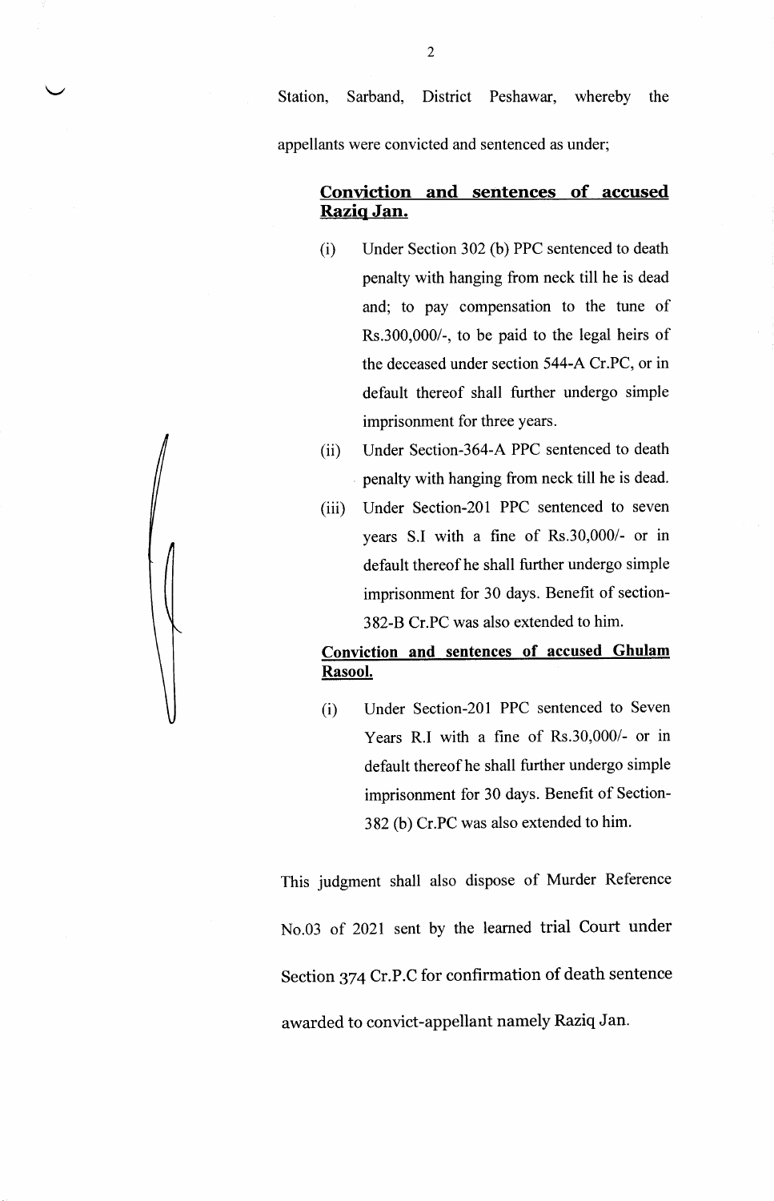Station, Sarband, District Peshawar, whereby the appellants were convicted and sentenced as under;

**<u>Conviction and sentences of accused Raziq Jan.</u>**

(i) Under Section 302 (b) PPC sentenced to death penalty with hanging from neck till he is dead and; to pay compensation to the tune of Rs.300,000/-, to be paid to the legal heirs of the deceased under section 544-A Cr.PC, or in default thereof shall further undergo simple imprisonment for three years.

(ii) Under Section-364-A PPC sentenced to death penalty with hanging from neck till he is dead.

(iii) Under Section-201 PPC sentenced to seven years S.I with a fine of Rs.30,000/- or in default thereof he shall further undergo simple imprisonment for 30 days. Benefit of section-382-B Cr.PC was also extended to him.

**<u>Conviction and sentences of accused Ghulam Rasool.</u>**

(i) Under Section-201 PPC sentenced to Seven Years R.I with a fine of Rs.30,000/- or in default thereof he shall further undergo simple imprisonment for 30 days. Benefit of Section-382 (b) Cr.PC was also extended to him.

This judgment shall also dispose of Murder Reference No.03 of 2021 sent by the learned trial Court under Section 374 Cr.P.C for confirmation of death sentence awarded to convict-appellant namely Raziq Jan.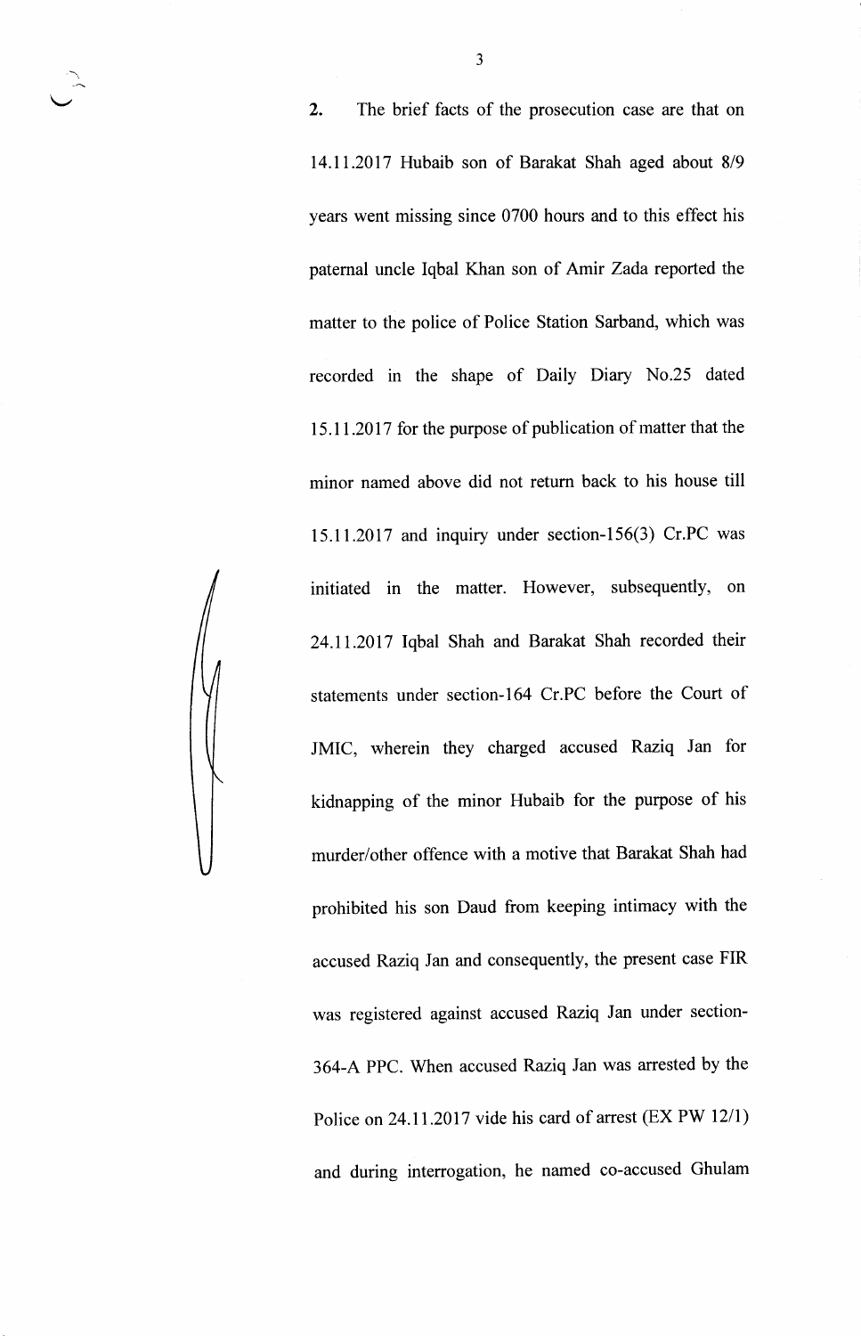**2.** The brief facts of the prosecution case are that on 14.11.2017 Hubaib son of Barakat Shah aged about 8/9 years went missing since 0700 hours and to this effect his paternal uncle Iqbal Khan son of Amir Zada reported the matter to the police of Police Station Sarband, which was recorded in the shape of Daily Diary No.25 dated 15.11.2017 for the purpose of publication of matter that the minor named above did not return back to his house till 15.11.2017 and inquiry under section-156(3) Cr.PC was initiated in the matter. However, subsequently, on 24.11.2017 Iqbal Shah and Barakat Shah recorded their statements under section-164 Cr.PC before the Court of JMIC, wherein they charged accused Raziq Jan for kidnapping of the minor Hubaib for the purpose of his murder/other offence with a motive that Barakat Shah had prohibited his son Daud from keeping intimacy with the accused Raziq Jan and consequently, the present case FIR was registered against accused Raziq Jan under section-364-A PPC. When accused Raziq Jan was arrested by the Police on 24.11.2017 vide his card of arrest (EX PW 12/1) and during interrogation, he named co-accused Ghulam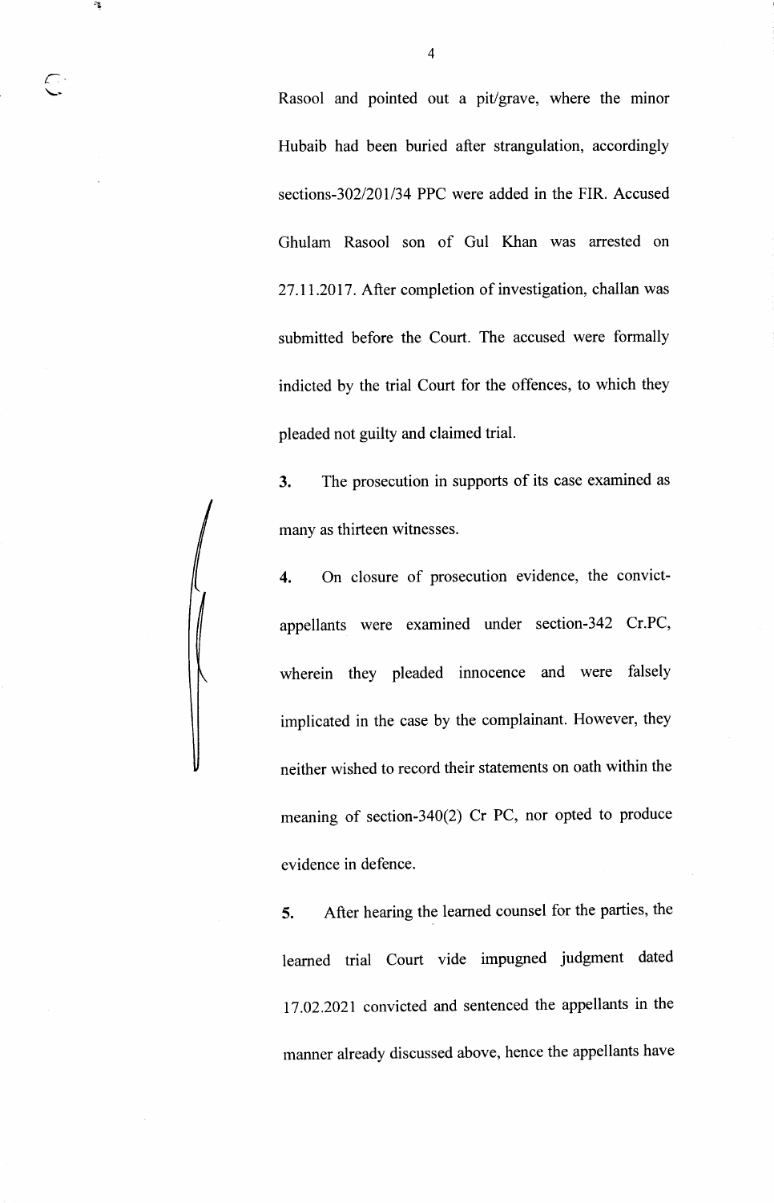Rasool and pointed out a pit/grave, where the minor Hubaib had been buried after strangulation, accordingly sections-302/201/34 PPC were added in the FIR. Accused Ghulam Rasool son of Gul Khan was arrested on 27.11.2017. After completion of investigation, challan was submitted before the Court. The accused were formally indicted by the trial Court for the offences, to which they pleaded not guilty and claimed trial.

**3.** The prosecution in supports of its case examined as many as thirteen witnesses.

**4.** On closure of prosecution evidence, the convict-appellants were examined under section-342 Cr.PC, wherein they pleaded innocence and were falsely implicated in the case by the complainant. However, they neither wished to record their statements on oath within the meaning of section-340(2) Cr PC, nor opted to produce evidence in defence.

**5.** After hearing the learned counsel for the parties, the learned trial Court vide impugned judgment dated 17.02.2021 convicted and sentenced the appellants in the manner already discussed above, hence the appellants have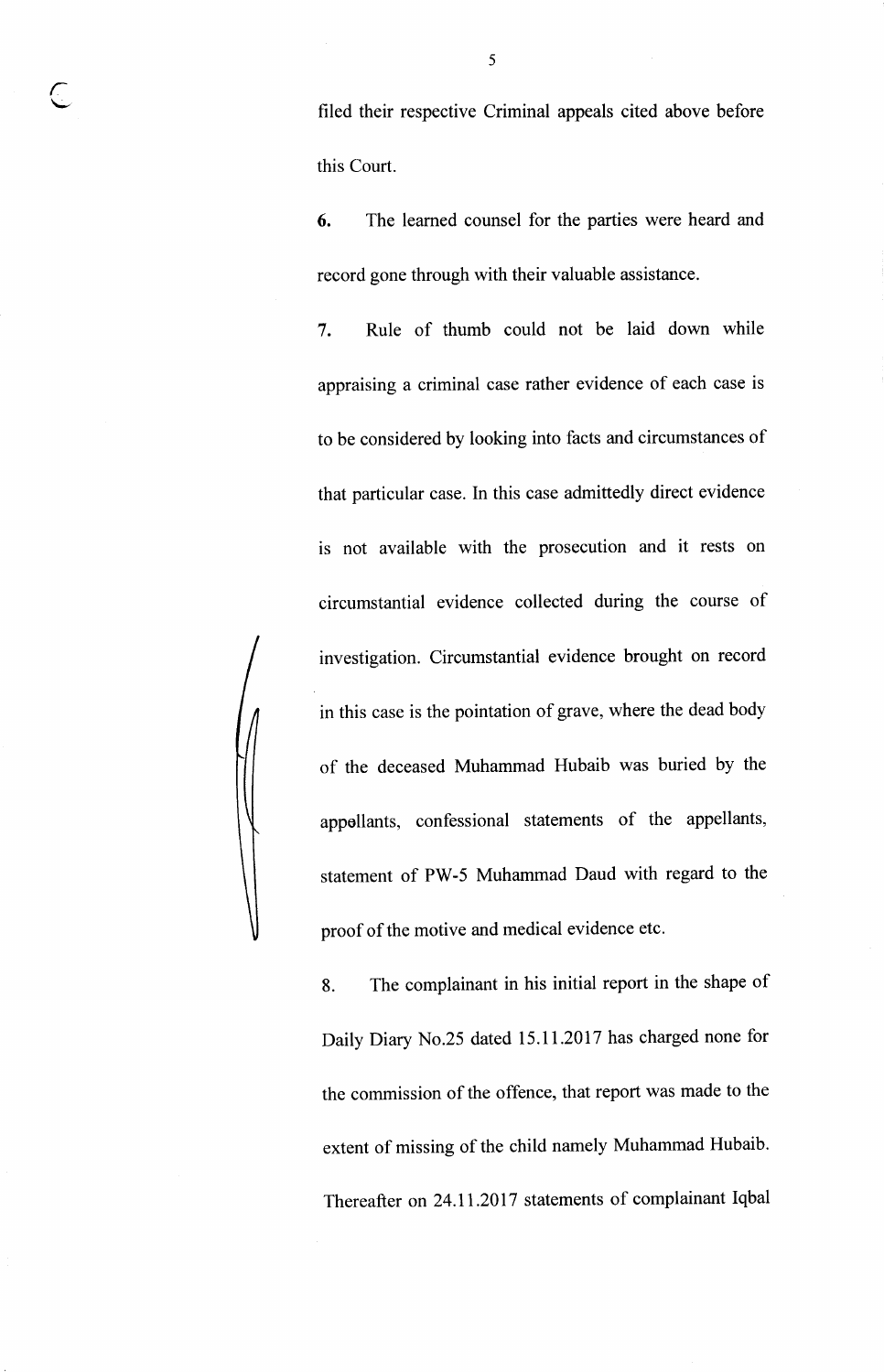filed their respective Criminal appeals cited above before this Court.

**6.** The learned counsel for the parties were heard and record gone through with their valuable assistance.

**7.** Rule of thumb could not be laid down while appraising a criminal case rather evidence of each case is to be considered by looking into facts and circumstances of that particular case. In this case admittedly direct evidence is not available with the prosecution and it rests on circumstantial evidence collected during the course of investigation. Circumstantial evidence brought on record in this case is the pointation of grave, where the dead body of the deceased Muhammad Hubaib was buried by the appellants, confessional statements of the appellants, statement of PW-5 Muhammad Daud with regard to the proof of the motive and medical evidence etc.

8. The complainant in his initial report in the shape of Daily Diary No.25 dated 15.11.2017 has charged none for the commission of the offence, that report was made to the extent of missing of the child namely Muhammad Hubaib. Thereafter on 24.11.2017 statements of complainant Iqbal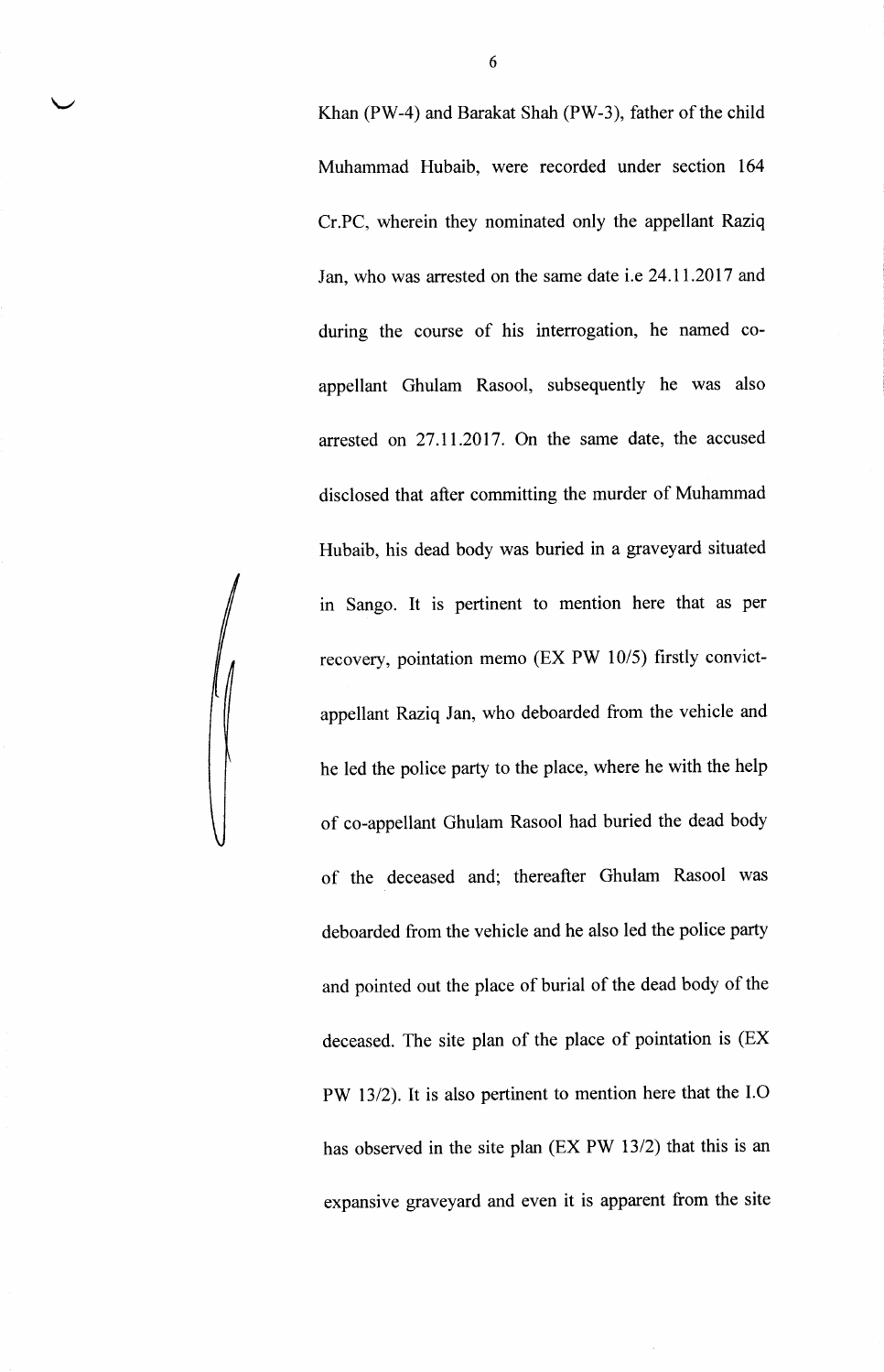Khan (PW-4) and Barakat Shah (PW-3), father of the child Muhammad Hubaib, were recorded under section 164 Cr.PC, wherein they nominated only the appellant Raziq Jan, who was arrested on the same date i.e 24.11.2017 and during the course of his interrogation, he named co-appellant Ghulam Rasool, subsequently he was also arrested on 27.11.2017. On the same date, the accused disclosed that after committing the murder of Muhammad Hubaib, his dead body was buried in a graveyard situated in Sango. It is pertinent to mention here that as per recovery, pointation memo (EX PW 10/5) firstly convict-appellant Raziq Jan, who deboarded from the vehicle and he led the police party to the place, where he with the help of co-appellant Ghulam Rasool had buried the dead body of the deceased and; thereafter Ghulam Rasool was deboarded from the vehicle and he also led the police party and pointed out the place of burial of the dead body of the deceased. The site plan of the place of pointation is (EX PW 13/2). It is also pertinent to mention here that the I.O has observed in the site plan (EX PW 13/2) that this is an expansive graveyard and even it is apparent from the site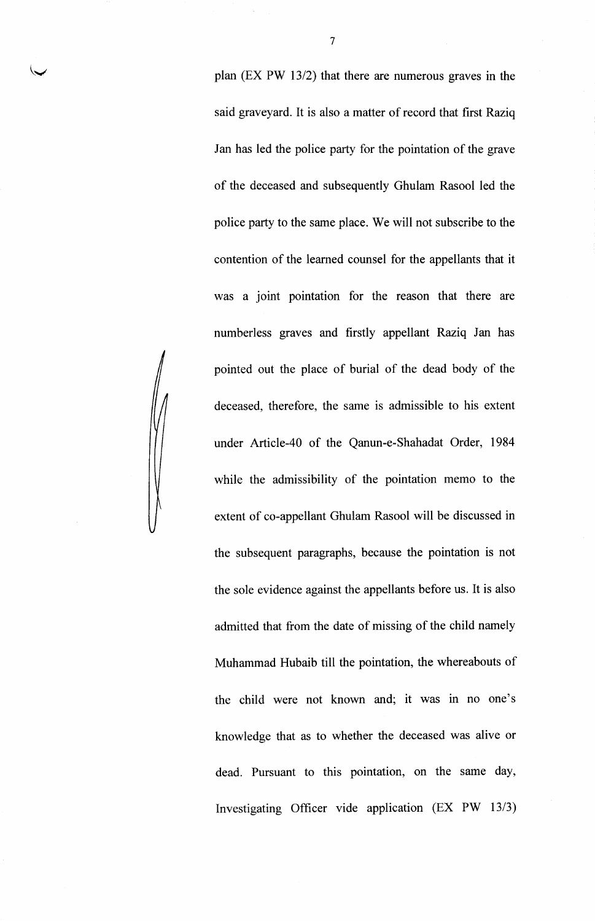plan (EX PW 13/2) that there are numerous graves in the said graveyard. It is also a matter of record that first Raziq Jan has led the police party for the pointation of the grave of the deceased and subsequently Ghulam Rasool led the police party to the same place. We will not subscribe to the contention of the learned counsel for the appellants that it was a joint pointation for the reason that there are numberless graves and firstly appellant Raziq Jan has pointed out the place of burial of the dead body of the deceased, therefore, the same is admissible to his extent under Article-40 of the Qanun-e-Shahadat Order, 1984 while the admissibility of the pointation memo to the extent of co-appellant Ghulam Rasool will be discussed in the subsequent paragraphs, because the pointation is not the sole evidence against the appellants before us. It is also admitted that from the date of missing of the child namely Muhammad Hubaib till the pointation, the whereabouts of the child were not known and; it was in no one's knowledge that as to whether the deceased was alive or dead. Pursuant to this pointation, on the same day, Investigating Officer vide application (EX PW 13/3)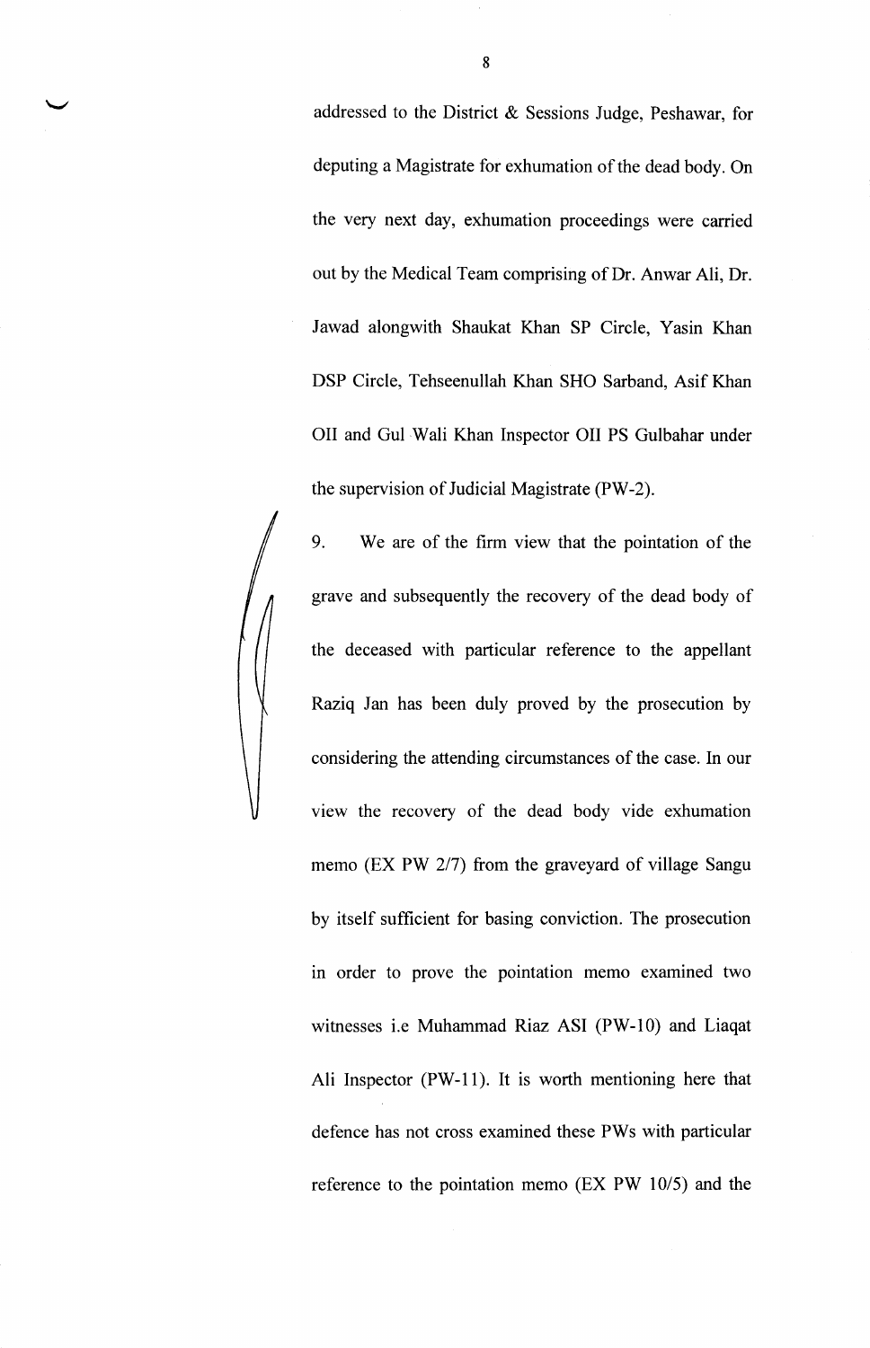addressed to the District & Sessions Judge, Peshawar, for deputing a Magistrate for exhumation of the dead body. On the very next day, exhumation proceedings were carried out by the Medical Team comprising of Dr. Anwar Ali, Dr. Jawad alongwith Shaukat Khan SP Circle, Yasin Khan DSP Circle, Tehseenullah Khan SHO Sarband, Asif Khan OII and Gul Wali Khan Inspector OII PS Gulbahar under the supervision of Judicial Magistrate (PW-2).

9. We are of the firm view that the pointation of the grave and subsequently the recovery of the dead body of the deceased with particular reference to the appellant Raziq Jan has been duly proved by the prosecution by considering the attending circumstances of the case. In our view the recovery of the dead body vide exhumation memo (EX PW 2/7) from the graveyard of village Sangu by itself sufficient for basing conviction. The prosecution in order to prove the pointation memo examined two witnesses i.e Muhammad Riaz ASI (PW-10) and Liaqat Ali Inspector (PW-11). It is worth mentioning here that defence has not cross examined these PWs with particular reference to the pointation memo (EX PW 10/5) and the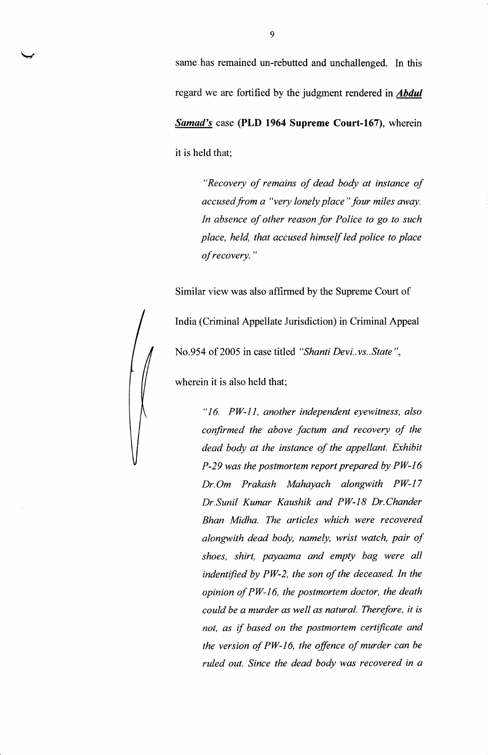same has remained un-rebutted and unchallenged. In this regard we are fortified by the judgment rendered in ***Abdul Samad's*** case **(PLD 1964 Supreme Court-167)**, wherein it is held that;

> *"Recovery of remains of dead body at instance of accused from a "very lonely place" four miles away. In absence of other reason for Police to go to such place, held, that accused himself led police to place of recovery."*

Similar view was also affirmed by the Supreme Court of India (Criminal Appellate Jurisdiction) in Criminal Appeal No.954 of 2005 in case titled *"Shanti Devi..vs..State"*, wherein it is also held that;

> *"16. PW-11, another independent eyewitness, also confirmed the above factum and recovery of the dead body at the instance of the appellant. Exhibit P-29 was the postmortem report prepared by PW-16 Dr.Om Prakash Mahayach alongwith PW-17 Dr.Sunil Kumar Kaushik and PW-18 Dr.Chander Bhan Midha. The articles which were recovered alongwith dead body, namely, wrist watch, pair of shoes, shirt, payaama and empty bag were all indentified by PW-2, the son of the deceased. In the opinion of PW-16, the postmortem doctor, the death could be a murder as well as natural. Therefore, it is not, as if based on the postmortem certificate and the version of PW-16, the offence of murder can be ruled out. Since the dead body was recovered in a*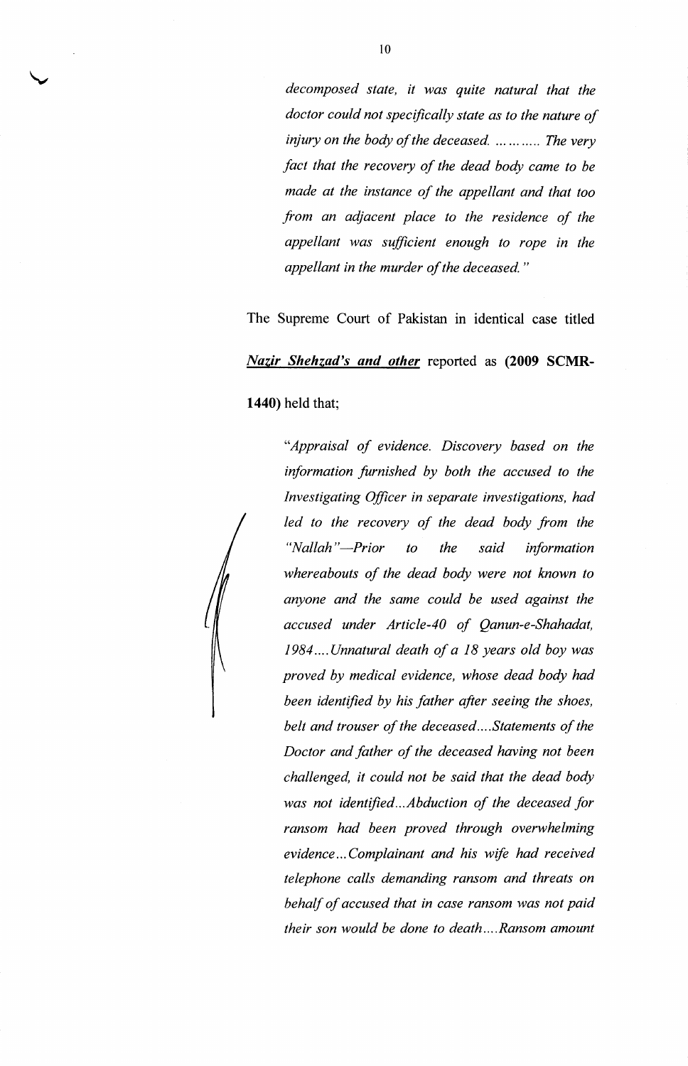> *decomposed state, it was quite natural that the doctor could not specifically state as to the nature of injury on the body of the deceased. ………… The very fact that the recovery of the dead body came to be made at the instance of the appellant and that too from an adjacent place to the residence of the appellant was sufficient enough to rope in the appellant in the murder of the deceased."*

The Supreme Court of Pakistan in identical case titled ***Nazir Shehzad's and other*** reported as **(2009 SCMR-1440)** held that;

> *"Appraisal of evidence. Discovery based on the information furnished by both the accused to the Investigating Officer in separate investigations, had led to the recovery of the dead body from the "Nallah"—Prior to the said information whereabouts of the dead body were not known to anyone and the same could be used against the accused under Article-40 of Qanun-e-Shahadat, 1984….Unnatural death of a 18 years old boy was proved by medical evidence, whose dead body had been identified by his father after seeing the shoes, belt and trouser of the deceased….Statements of the Doctor and father of the deceased having not been challenged, it could not be said that the dead body was not identified…Abduction of the deceased for ransom had been proved through overwhelming evidence…Complainant and his wife had received telephone calls demanding ransom and threats on behalf of accused that in case ransom was not paid their son would be done to death….Ransom amount*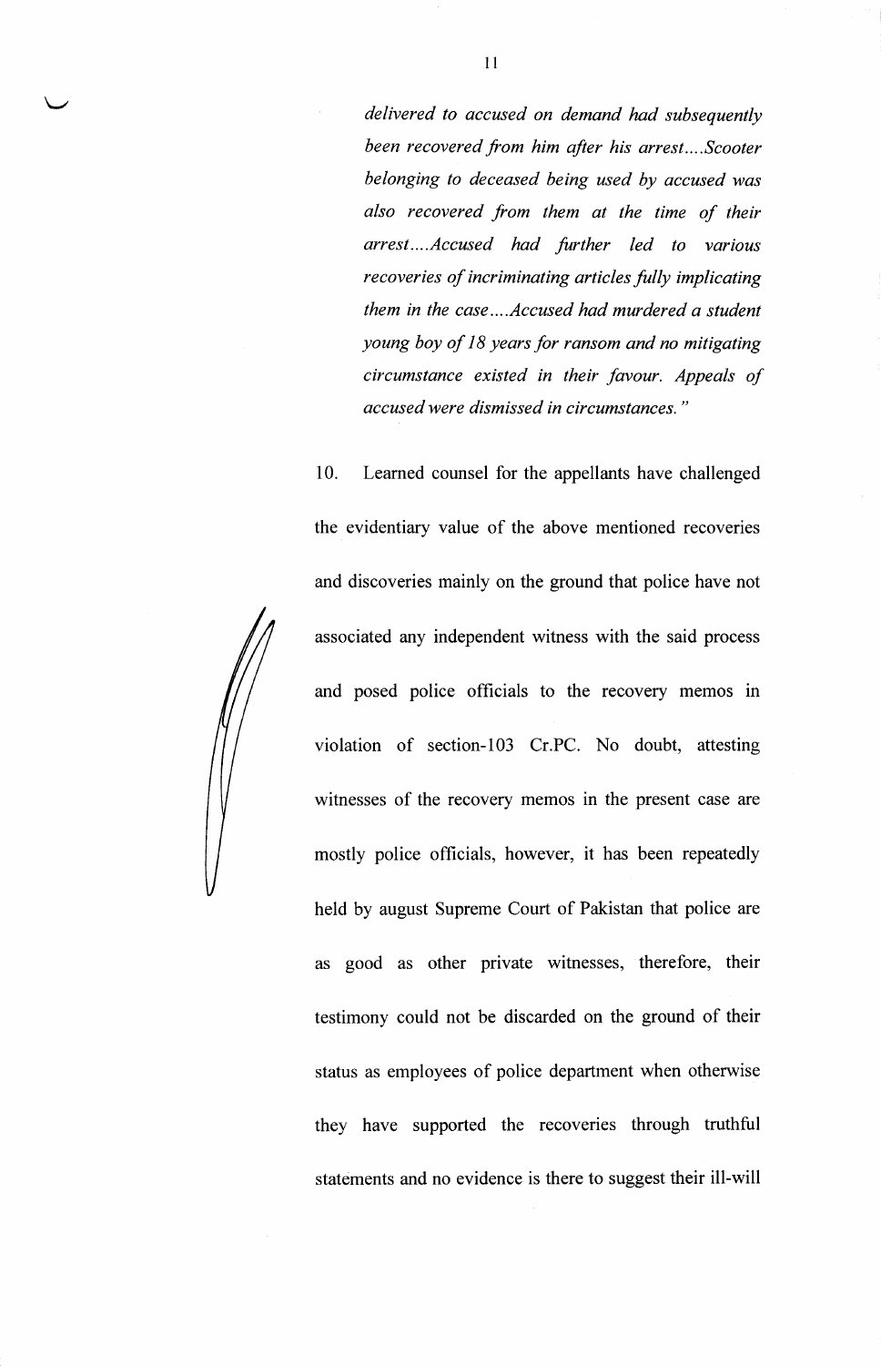*delivered to accused on demand had subsequently been recovered from him after his arrest....Scooter belonging to deceased being used by accused was also recovered from them at the time of their arrest....Accused had further led to various recoveries of incriminating articles fully implicating them in the case....Accused had murdered a student young boy of 18 years for ransom and no mitigating circumstance existed in their favour. Appeals of accused were dismissed in circumstances."*

10. Learned counsel for the appellants have challenged the evidentiary value of the above mentioned recoveries and discoveries mainly on the ground that police have not associated any independent witness with the said process and posed police officials to the recovery memos in violation of section-103 Cr.PC. No doubt, attesting witnesses of the recovery memos in the present case are mostly police officials, however, it has been repeatedly held by august Supreme Court of Pakistan that police are as good as other private witnesses, therefore, their testimony could not be discarded on the ground of their status as employees of police department when otherwise they have supported the recoveries through truthful statements and no evidence is there to suggest their ill-will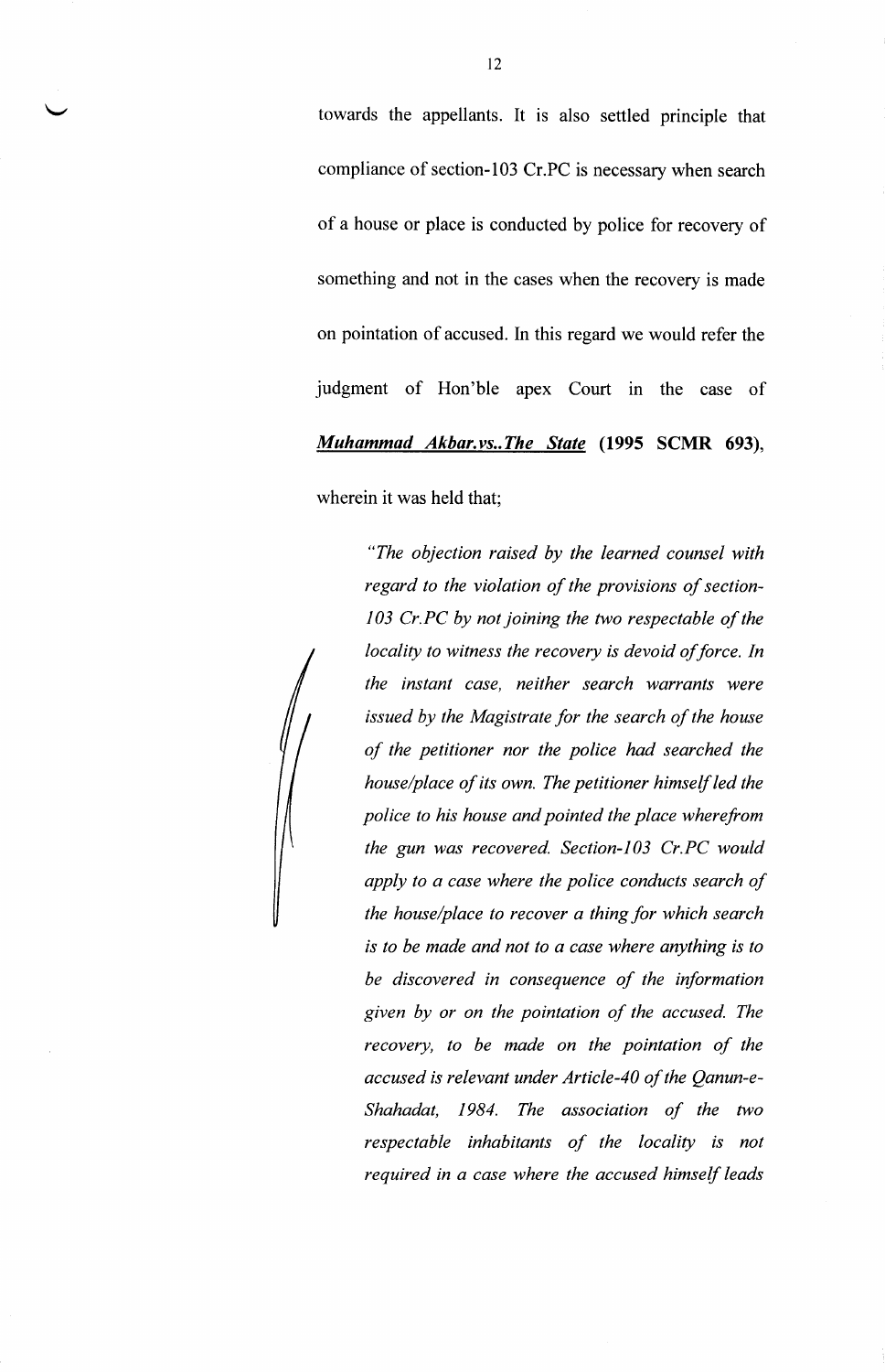towards the appellants. It is also settled principle that compliance of section-103 Cr.PC is necessary when search of a house or place is conducted by police for recovery of something and not in the cases when the recovery is made on pointation of accused. In this regard we would refer the judgment of Hon'ble apex Court in the case of ***Muhammad Akbar.vs..The State*** **(1995 SCMR 693),** wherein it was held that;

> *"The objection raised by the learned counsel with regard to the violation of the provisions of section-103 Cr.PC by not joining the two respectable of the locality to witness the recovery is devoid of force. In the instant case, neither search warrants were issued by the Magistrate for the search of the house of the petitioner nor the police had searched the house/place of its own. The petitioner himself led the police to his house and pointed the place wherefrom the gun was recovered. Section-103 Cr.PC would apply to a case where the police conducts search of the house/place to recover a thing for which search is to be made and not to a case where anything is to be discovered in consequence of the information given by or on the pointation of the accused. The recovery, to be made on the pointation of the accused is relevant under Article-40 of the Qanun-e-Shahadat, 1984. The association of the two respectable inhabitants of the locality is not required in a case where the accused himself leads*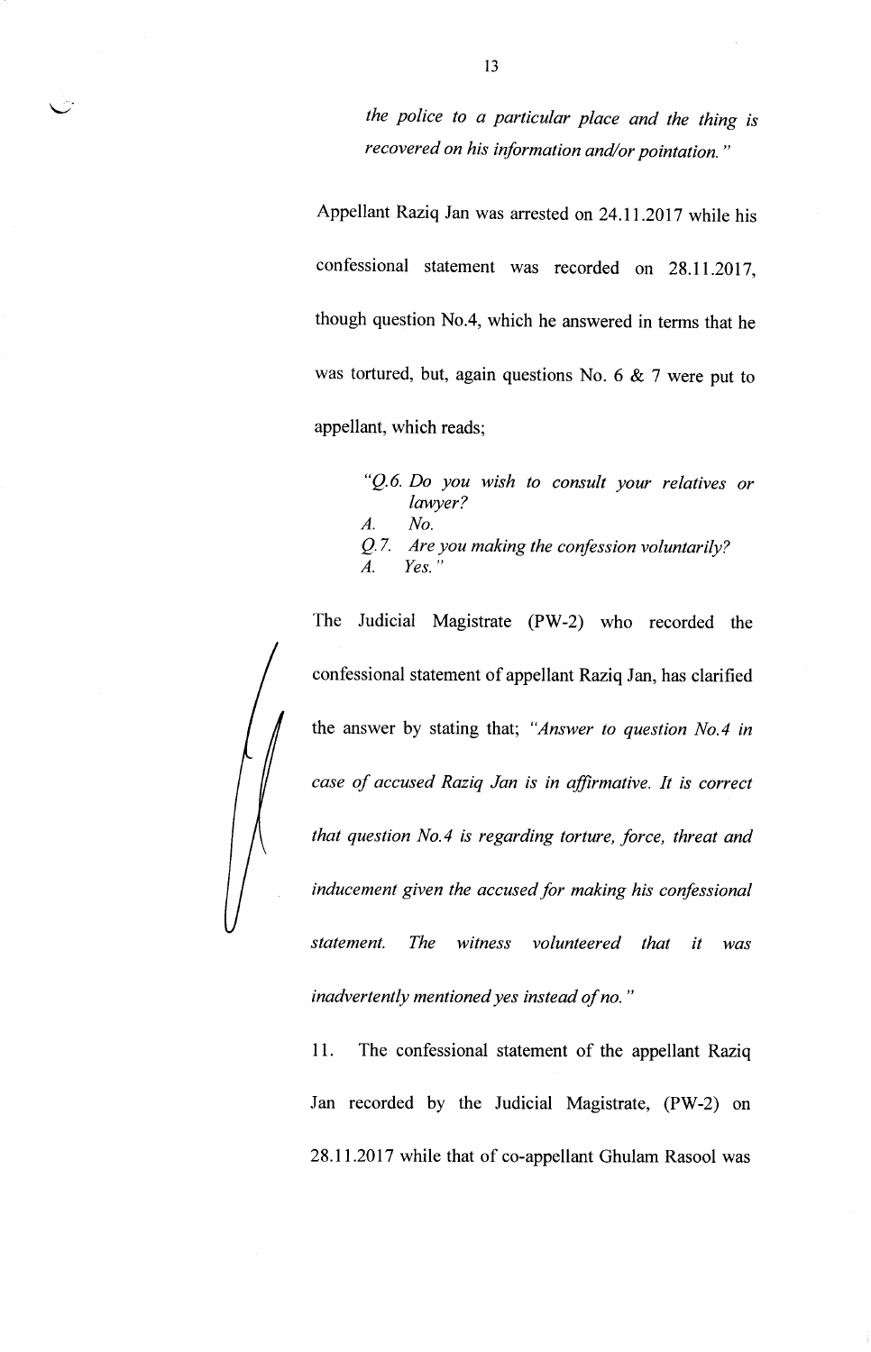*the police to a particular place and the thing is recovered on his information and/or pointation."*

Appellant Raziq Jan was arrested on 24.11.2017 while his confessional statement was recorded on 28.11.2017, though question No.4, which he answered in terms that he was tortured, but, again questions No. 6 & 7 were put to appellant, which reads;

> *"Q.6. Do you wish to consult your relatives or lawyer?*
> *A. No.*
> *Q.7. Are you making the confession voluntarily?*
> *A. Yes."*

The Judicial Magistrate (PW-2) who recorded the confessional statement of appellant Raziq Jan, has clarified the answer by stating that; *"Answer to question No.4 in case of accused Raziq Jan is in affirmative. It is correct that question No.4 is regarding torture, force, threat and inducement given the accused for making his confessional statement. The witness volunteered that it was inadvertently mentioned yes instead of no."*

11. The confessional statement of the appellant Raziq Jan recorded by the Judicial Magistrate, (PW-2) on 28.11.2017 while that of co-appellant Ghulam Rasool was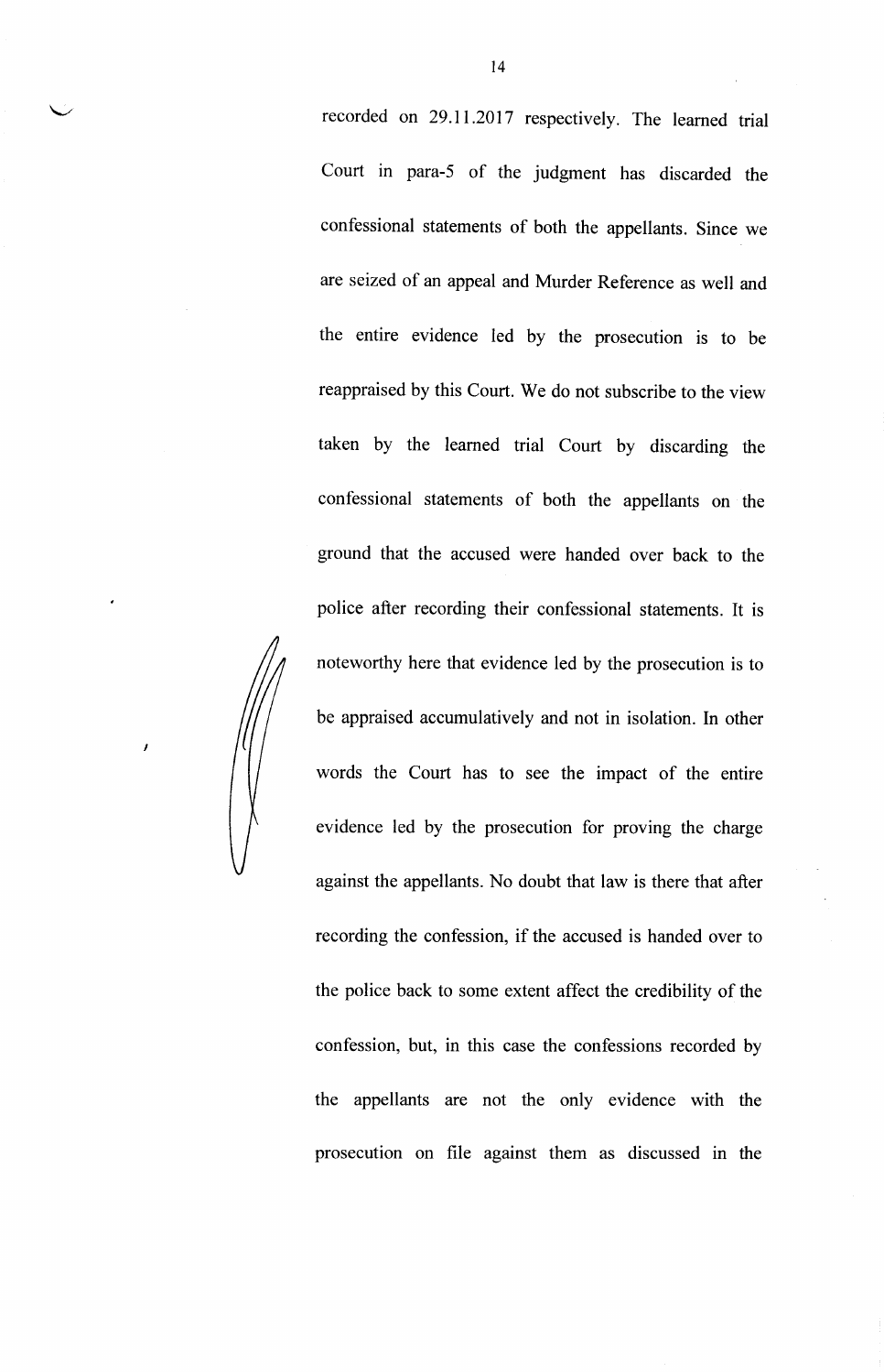recorded on 29.11.2017 respectively. The learned trial Court in para-5 of the judgment has discarded the confessional statements of both the appellants. Since we are seized of an appeal and Murder Reference as well and the entire evidence led by the prosecution is to be reappraised by this Court. We do not subscribe to the view taken by the learned trial Court by discarding the confessional statements of both the appellants on the ground that the accused were handed over back to the police after recording their confessional statements. It is noteworthy here that evidence led by the prosecution is to be appraised accumulatively and not in isolation. In other words the Court has to see the impact of the entire evidence led by the prosecution for proving the charge against the appellants. No doubt that law is there that after recording the confession, if the accused is handed over to the police back to some extent affect the credibility of the confession, but, in this case the confessions recorded by the appellants are not the only evidence with the prosecution on file against them as discussed in the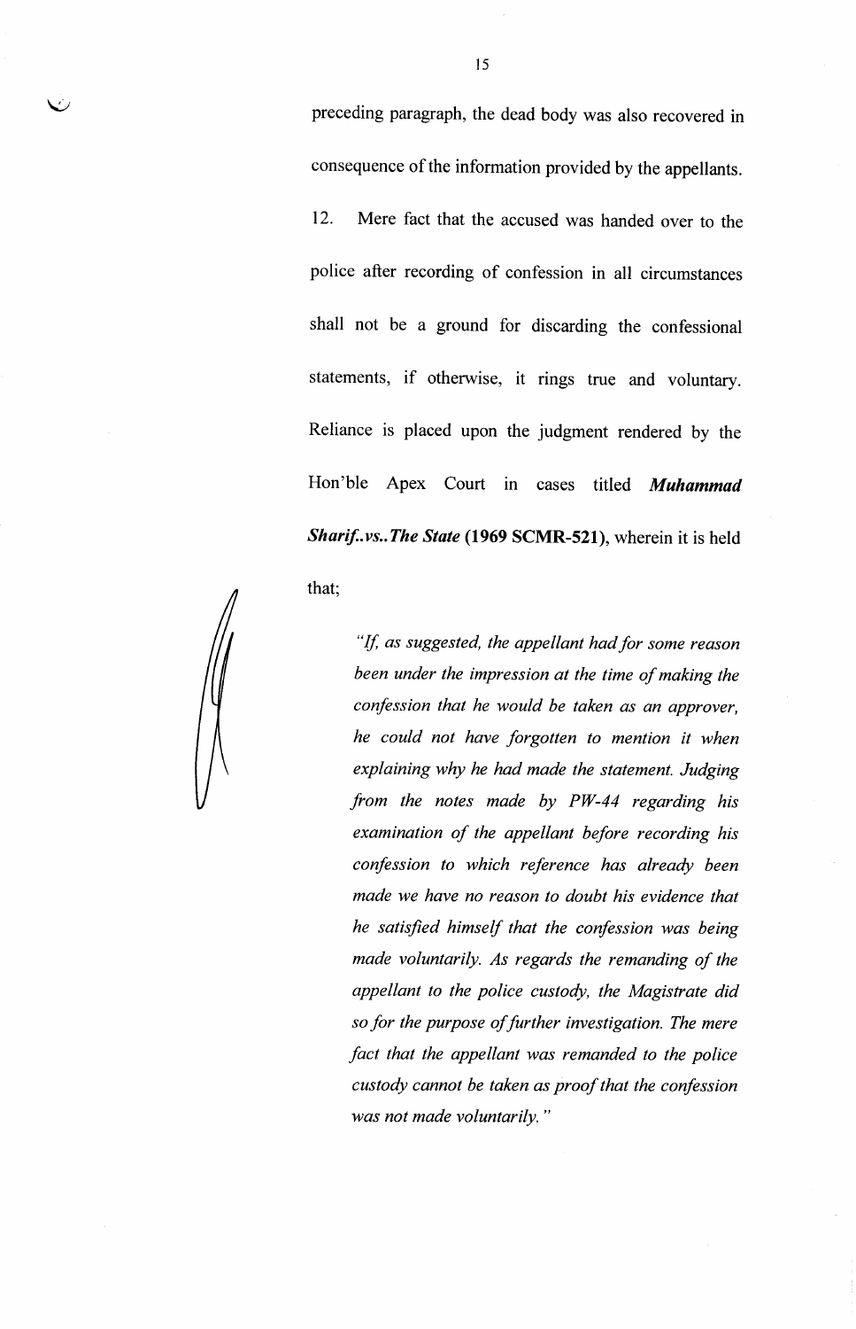preceding paragraph, the dead body was also recovered in consequence of the information provided by the appellants.

12. Mere fact that the accused was handed over to the police after recording of confession in all circumstances shall not be a ground for discarding the confessional statements, if otherwise, it rings true and voluntary. Reliance is placed upon the judgment rendered by the Hon'ble Apex Court in cases titled ***Muhammad Sharif..vs..The State*** **(1969 SCMR-521)**, wherein it is held that;

> *"If, as suggested, the appellant had for some reason been under the impression at the time of making the confession that he would be taken as an approver, he could not have forgotten to mention it when explaining why he had made the statement. Judging from the notes made by PW-44 regarding his examination of the appellant before recording his confession to which reference has already been made we have no reason to doubt his evidence that he satisfied himself that the confession was being made voluntarily. As regards the remanding of the appellant to the police custody, the Magistrate did so for the purpose of further investigation. The mere fact that the appellant was remanded to the police custody cannot be taken as proof that the confession was not made voluntarily."*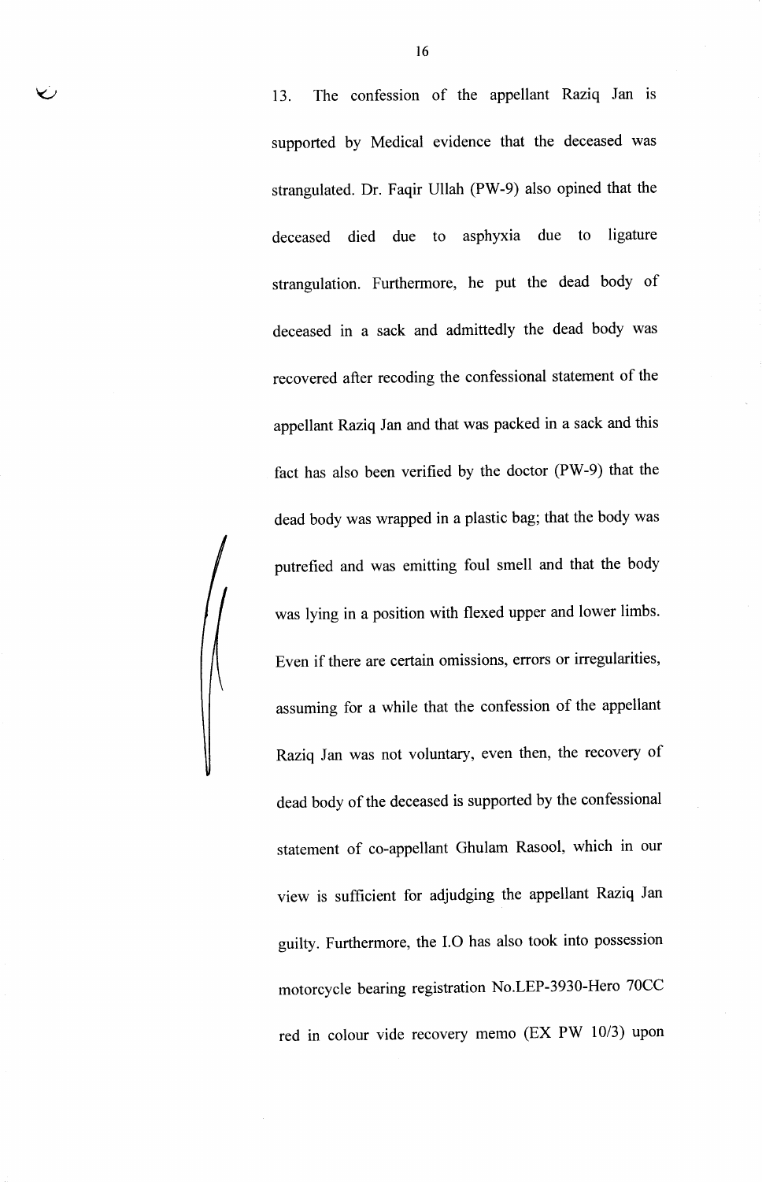13. The confession of the appellant Raziq Jan is supported by Medical evidence that the deceased was strangulated. Dr. Faqir Ullah (PW-9) also opined that the deceased died due to asphyxia due to ligature strangulation. Furthermore, he put the dead body of deceased in a sack and admittedly the dead body was recovered after recoding the confessional statement of the appellant Raziq Jan and that was packed in a sack and this fact has also been verified by the doctor (PW-9) that the dead body was wrapped in a plastic bag; that the body was putrefied and was emitting foul smell and that the body was lying in a position with flexed upper and lower limbs. Even if there are certain omissions, errors or irregularities, assuming for a while that the confession of the appellant Raziq Jan was not voluntary, even then, the recovery of dead body of the deceased is supported by the confessional statement of co-appellant Ghulam Rasool, which in our view is sufficient for adjudging the appellant Raziq Jan guilty. Furthermore, the I.O has also took into possession motorcycle bearing registration No.LEP-3930-Hero 70CC red in colour vide recovery memo (EX PW 10/3) upon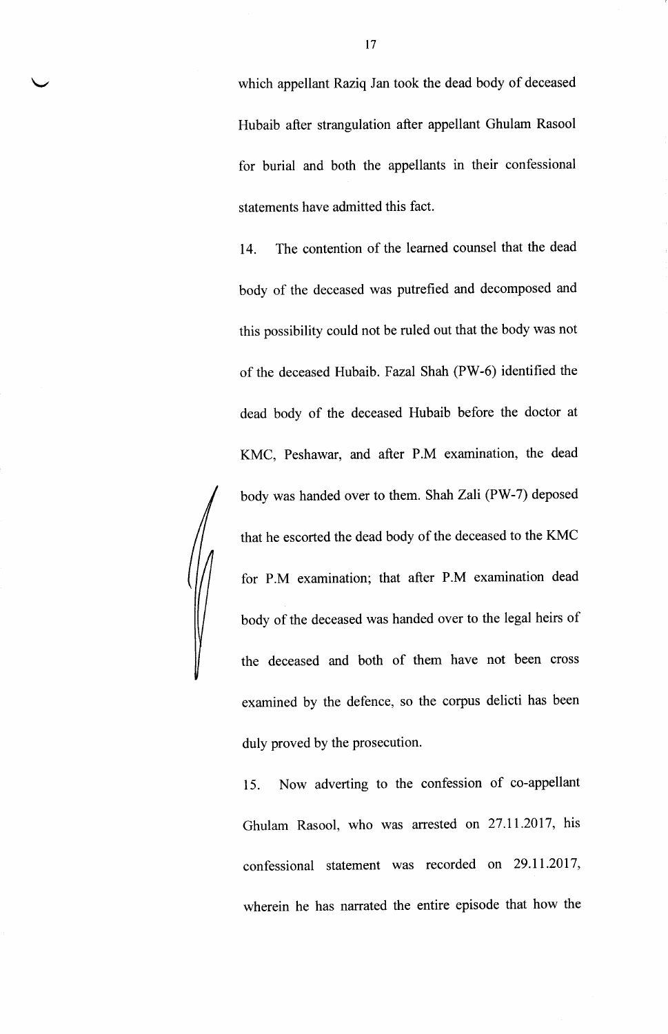which appellant Raziq Jan took the dead body of deceased Hubaib after strangulation after appellant Ghulam Rasool for burial and both the appellants in their confessional statements have admitted this fact.

14. The contention of the learned counsel that the dead body of the deceased was putrefied and decomposed and this possibility could not be ruled out that the body was not of the deceased Hubaib. Fazal Shah (PW-6) identified the dead body of the deceased Hubaib before the doctor at KMC, Peshawar, and after P.M examination, the dead body was handed over to them. Shah Zali (PW-7) deposed that he escorted the dead body of the deceased to the KMC for P.M examination; that after P.M examination dead body of the deceased was handed over to the legal heirs of the deceased and both of them have not been cross examined by the defence, so the corpus delicti has been duly proved by the prosecution.

15. Now adverting to the confession of co-appellant Ghulam Rasool, who was arrested on 27.11.2017, his confessional statement was recorded on 29.11.2017, wherein he has narrated the entire episode that how the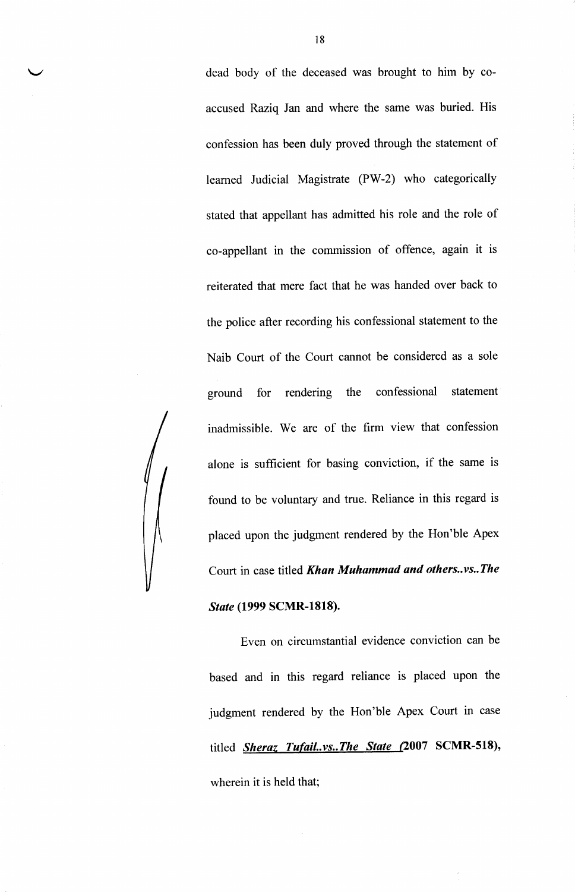dead body of the deceased was brought to him by co-accused Raziq Jan and where the same was buried. His confession has been duly proved through the statement of learned Judicial Magistrate (PW-2) who categorically stated that appellant has admitted his role and the role of co-appellant in the commission of offence, again it is reiterated that mere fact that he was handed over back to the police after recording his confessional statement to the Naib Court of the Court cannot be considered as a sole ground for rendering the confessional statement inadmissible. We are of the firm view that confession alone is sufficient for basing conviction, if the same is found to be voluntary and true. Reliance in this regard is placed upon the judgment rendered by the Hon'ble Apex Court in case titled ***Khan Muhammad and others..vs..The State*** **(1999 SCMR-1818).**

Even on circumstantial evidence conviction can be based and in this regard reliance is placed upon the judgment rendered by the Hon'ble Apex Court in case titled ***Sheraz Tufail..vs..The State*** **(2007 SCMR-518),** wherein it is held that;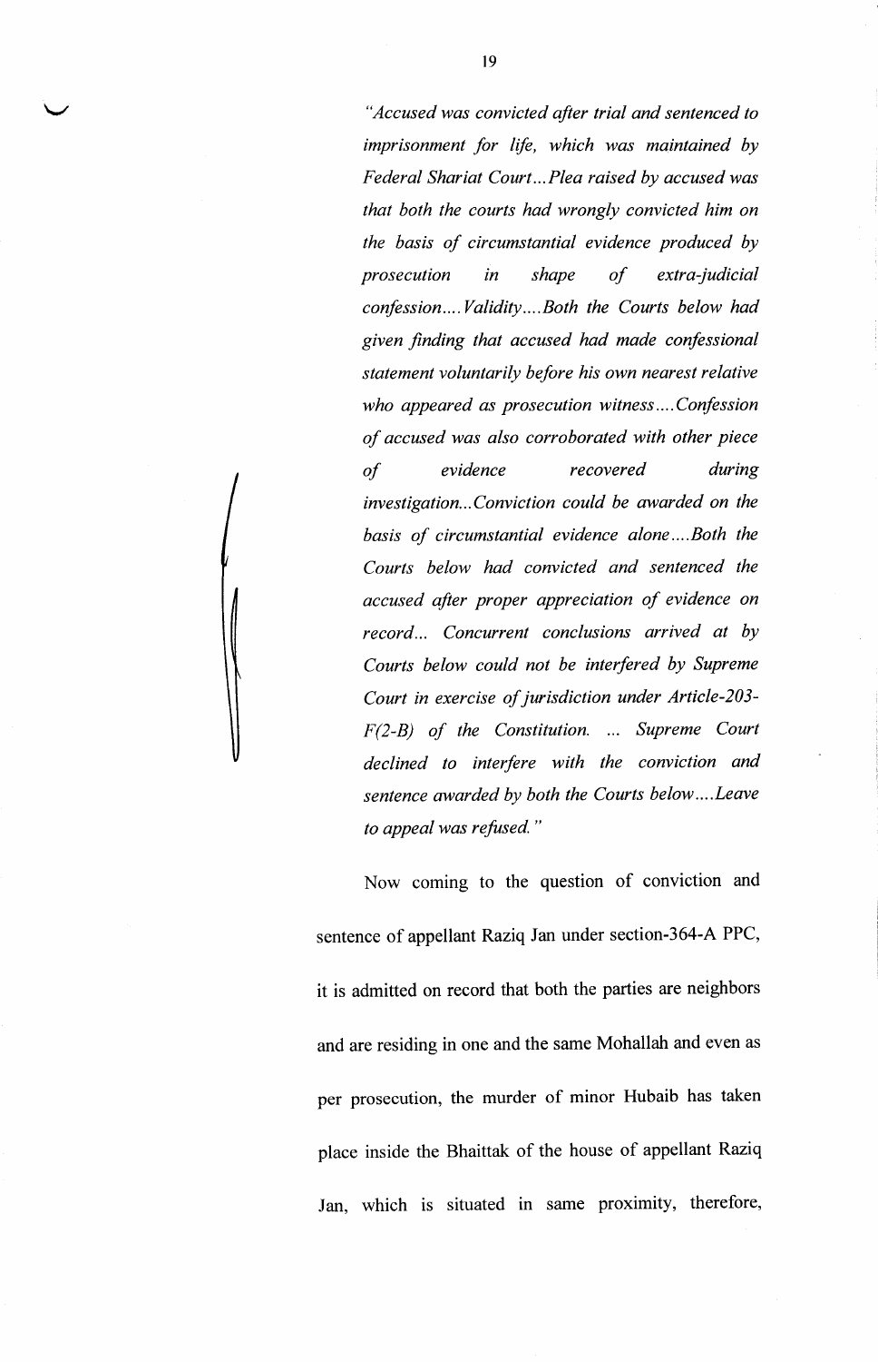> *"Accused was convicted after trial and sentenced to imprisonment for life, which was maintained by Federal Shariat Court...Plea raised by accused was that both the courts had wrongly convicted him on the basis of circumstantial evidence produced by prosecution in shape of extra-judicial confession....Validity....Both the Courts below had given finding that accused had made confessional statement voluntarily before his own nearest relative who appeared as prosecution witness....Confession of accused was also corroborated with other piece of evidence recovered during investigation...Conviction could be awarded on the basis of circumstantial evidence alone....Both the Courts below had convicted and sentenced the accused after proper appreciation of evidence on record... Concurrent conclusions arrived at by Courts below could not be interfered by Supreme Court in exercise of jurisdiction under Article-203-F(2-B) of the Constitution. ... Supreme Court declined to interfere with the conviction and sentence awarded by both the Courts below....Leave to appeal was refused."*

Now coming to the question of conviction and sentence of appellant Raziq Jan under section-364-A PPC, it is admitted on record that both the parties are neighbors and are residing in one and the same Mohallah and even as per prosecution, the murder of minor Hubaib has taken place inside the Bhaittak of the house of appellant Raziq Jan, which is situated in same proximity, therefore,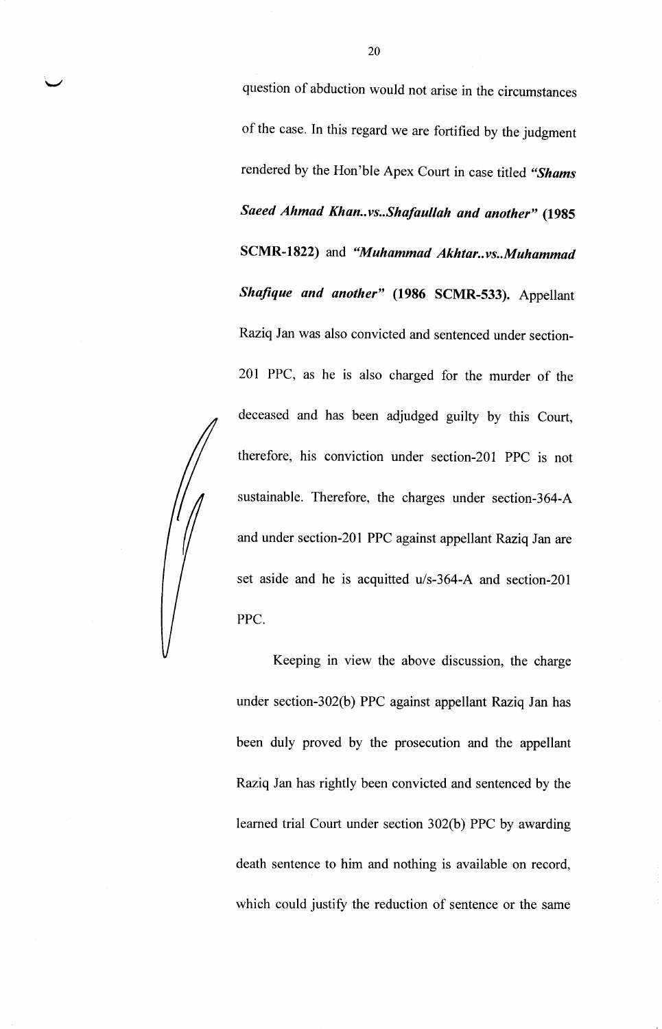question of abduction would not arise in the circumstances of the case. In this regard we are fortified by the judgment rendered by the Hon'ble Apex Court in case titled ***"Shams Saeed Ahmad Khan..vs..Shafaullah and another"*** **(1985 SCMR-1822)** and ***"Muhammad Akhtar..vs..Muhammad Shafique and another"*** **(1986 SCMR-533).** Appellant Raziq Jan was also convicted and sentenced under section-201 PPC, as he is also charged for the murder of the deceased and has been adjudged guilty by this Court, therefore, his conviction under section-201 PPC is not sustainable. Therefore, the charges under section-364-A and under section-201 PPC against appellant Raziq Jan are set aside and he is acquitted u/s-364-A and section-201 PPC.

Keeping in view the above discussion, the charge under section-302(b) PPC against appellant Raziq Jan has been duly proved by the prosecution and the appellant Raziq Jan has rightly been convicted and sentenced by the learned trial Court under section 302(b) PPC by awarding death sentence to him and nothing is available on record, which could justify the reduction of sentence or the same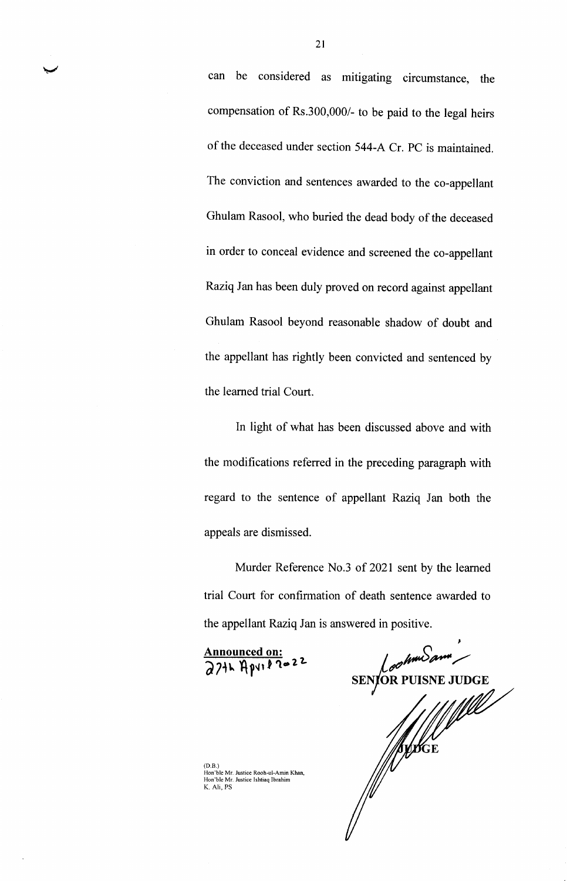can be considered as mitigating circumstance, the compensation of Rs.300,000/- to be paid to the legal heirs of the deceased under section 544-A Cr. PC is maintained. The conviction and sentences awarded to the co-appellant Ghulam Rasool, who buried the dead body of the deceased in order to conceal evidence and screened the co-appellant Raziq Jan has been duly proved on record against appellant Ghulam Rasool beyond reasonable shadow of doubt and the appellant has rightly been convicted and sentenced by the learned trial Court.

In light of what has been discussed above and with the modifications referred in the preceding paragraph with regard to the sentence of appellant Raziq Jan both the appeals are dismissed.

Murder Reference No.3 of 2021 sent by the learned trial Court for confirmation of death sentence awarded to the appellant Raziq Jan is answered in positive.

**Announced on:**
27th April 2022

SENIOR PUISNE JUDGE

JUDGE

(D.B.)
Hon'ble Mr. Justice Rooh-ul-Amin Khan,
Hon'ble Mr. Justice Ishtiaq Ibrahim
K. Ali, PS